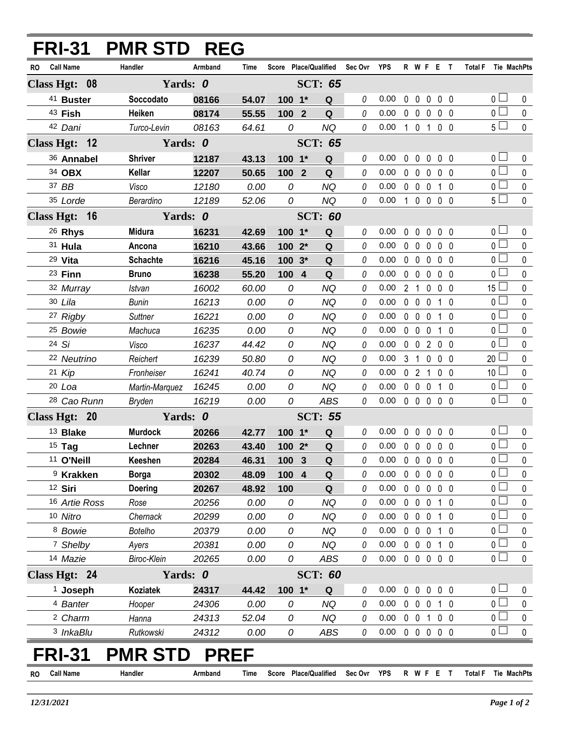# FRI-31 PMR STD REG

| RO | Call Name | Handler | Armband | Time | Score | Place/Qualified | | Sec Ovr | YPS | R | W | F | E | T | Total F | Tie | MachPts |
|---|---|---|---|---|---|---|---|---|---|---|---|---|---|---|---|---|---|
| **Class Hgt: 08** | | **Yards: 0** | | | | **SCT: 65** | | | | | | | | | | | |
| 41 | **Buster** | **Soccodato** | **08166** | **54.07** | **100** | **1*** | **Q** | 0 | 0.00 | 0 | 0 | 0 | 0 | 0 | 0 | ☐ | 0 |
| 43 | **Fish** | **Heiken** | **08174** | **55.55** | **100** | **2** | **Q** | 0 | 0.00 | 0 | 0 | 0 | 0 | 0 | 0 | ☐ | 0 |
| 42 | *Dani* | *Turco-Levin* | *08163* | *64.61* | *0* | | *NQ* | 0 | 0.00 | 1 | 0 | 1 | 0 | 0 | 5 | ☐ | 0 |
| **Class Hgt: 12** | | **Yards: 0** | | | | **SCT: 65** | | | | | | | | | | | |
| 36 | **Annabel** | **Shriver** | **12187** | **43.13** | **100** | **1*** | **Q** | 0 | 0.00 | 0 | 0 | 0 | 0 | 0 | 0 | ☐ | 0 |
| 34 | **OBX** | **Kellar** | **12207** | **50.65** | **100** | **2** | **Q** | 0 | 0.00 | 0 | 0 | 0 | 0 | 0 | 0 | ☐ | 0 |
| 37 | *BB* | *Visco* | *12180* | *0.00* | *0* | | *NQ* | 0 | 0.00 | 0 | 0 | 0 | 1 | 0 | 0 | ☐ | 0 |
| 35 | *Lorde* | *Berardino* | *12189* | *52.06* | *0* | | *NQ* | 0 | 0.00 | 1 | 0 | 0 | 0 | 0 | 5 | ☐ | 0 |
| **Class Hgt: 16** | | **Yards: 0** | | | | **SCT: 60** | | | | | | | | | | | |
| 26 | **Rhys** | **Midura** | **16231** | **42.69** | **100** | **1*** | **Q** | 0 | 0.00 | 0 | 0 | 0 | 0 | 0 | 0 | ☐ | 0 |
| 31 | **Hula** | **Ancona** | **16210** | **43.66** | **100** | **2*** | **Q** | 0 | 0.00 | 0 | 0 | 0 | 0 | 0 | 0 | ☐ | 0 |
| 29 | **Vita** | **Schachte** | **16216** | **45.16** | **100** | **3*** | **Q** | 0 | 0.00 | 0 | 0 | 0 | 0 | 0 | 0 | ☐ | 0 |
| 23 | **Finn** | **Bruno** | **16238** | **55.20** | **100** | **4** | **Q** | 0 | 0.00 | 0 | 0 | 0 | 0 | 0 | 0 | ☐ | 0 |
| 32 | *Murray* | *Istvan* | *16002* | *60.00* | *0* | | *NQ* | 0 | 0.00 | 2 | 1 | 0 | 0 | 0 | 15 | ☐ | 0 |
| 30 | *Lila* | *Bunin* | *16213* | *0.00* | *0* | | *NQ* | 0 | 0.00 | 0 | 0 | 0 | 1 | 0 | 0 | ☐ | 0 |
| 27 | *Rigby* | *Suttner* | *16221* | *0.00* | *0* | | *NQ* | 0 | 0.00 | 0 | 0 | 0 | 1 | 0 | 0 | ☐ | 0 |
| 25 | *Bowie* | *Machuca* | *16235* | *0.00* | *0* | | *NQ* | 0 | 0.00 | 0 | 0 | 0 | 1 | 0 | 0 | ☐ | 0 |
| 24 | *Si* | *Visco* | *16237* | *44.42* | *0* | | *NQ* | 0 | 0.00 | 0 | 0 | 2 | 0 | 0 | 0 | ☐ | 0 |
| 22 | *Neutrino* | *Reichert* | *16239* | *50.80* | *0* | | *NQ* | 0 | 0.00 | 3 | 1 | 0 | 0 | 0 | 20 | ☐ | 0 |
| 21 | *Kip* | *Fronheiser* | *16241* | *40.74* | *0* | | *NQ* | 0 | 0.00 | 0 | 2 | 1 | 0 | 0 | 10 | ☐ | 0 |
| 20 | *Loa* | *Martin-Marquez* | *16245* | *0.00* | *0* | | *NQ* | 0 | 0.00 | 0 | 0 | 0 | 1 | 0 | 0 | ☐ | 0 |
| 28 | *Cao Runn* | *Bryden* | *16219* | *0.00* | *0* | | *ABS* | 0 | 0.00 | 0 | 0 | 0 | 0 | 0 | 0 | ☐ | 0 |
| **Class Hgt: 20** | | **Yards: 0** | | | | **SCT: 55** | | | | | | | | | | | |
| 13 | **Blake** | **Murdock** | **20266** | **42.77** | **100** | **1*** | **Q** | 0 | 0.00 | 0 | 0 | 0 | 0 | 0 | 0 | ☐ | 0 |
| 15 | **Tag** | **Lechner** | **20263** | **43.40** | **100** | **2*** | **Q** | 0 | 0.00 | 0 | 0 | 0 | 0 | 0 | 0 | ☐ | 0 |
| 11 | **O'Neill** | **Keeshen** | **20284** | **46.31** | **100** | **3** | **Q** | 0 | 0.00 | 0 | 0 | 0 | 0 | 0 | 0 | ☐ | 0 |
| 9 | **Krakken** | **Borga** | **20302** | **48.09** | **100** | **4** | **Q** | 0 | 0.00 | 0 | 0 | 0 | 0 | 0 | 0 | ☐ | 0 |
| 12 | **Siri** | **Doering** | **20267** | **48.92** | **100** | | **Q** | 0 | 0.00 | 0 | 0 | 0 | 0 | 0 | 0 | ☐ | 0 |
| 16 | *Artie Ross* | *Rose* | *20256* | *0.00* | *0* | | *NQ* | 0 | 0.00 | 0 | 0 | 0 | 1 | 0 | 0 | ☐ | 0 |
| 10 | *Nitro* | *Chernack* | *20299* | *0.00* | *0* | | *NQ* | 0 | 0.00 | 0 | 0 | 0 | 1 | 0 | 0 | ☐ | 0 |
| 8 | *Bowie* | *Botelho* | *20379* | *0.00* | *0* | | *NQ* | 0 | 0.00 | 0 | 0 | 0 | 1 | 0 | 0 | ☐ | 0 |
| 7 | *Shelby* | *Ayers* | *20381* | *0.00* | *0* | | *NQ* | 0 | 0.00 | 0 | 0 | 0 | 1 | 0 | 0 | ☐ | 0 |
| 14 | *Mazie* | *Biroc-Klein* | *20265* | *0.00* | *0* | | *ABS* | 0 | 0.00 | 0 | 0 | 0 | 0 | 0 | 0 | ☐ | 0 |
| **Class Hgt: 24** | | **Yards: 0** | | | | **SCT: 60** | | | | | | | | | | | |
| 1 | **Joseph** | **Koziatek** | **24317** | **44.42** | **100** | **1*** | **Q** | 0 | 0.00 | 0 | 0 | 0 | 0 | 0 | 0 | ☐ | 0 |
| 4 | *Banter* | *Hooper* | *24306* | *0.00* | *0* | | *NQ* | 0 | 0.00 | 0 | 0 | 0 | 1 | 0 | 0 | ☐ | 0 |
| 2 | *Charm* | *Hanna* | *24313* | *52.04* | *0* | | *NQ* | 0 | 0.00 | 0 | 0 | 1 | 0 | 0 | 0 | ☐ | 0 |
| 3 | *InkaBlu* | *Rutkowski* | *24312* | *0.00* | *0* | | *ABS* | 0 | 0.00 | 0 | 0 | 0 | 0 | 0 | 0 | ☐ | 0 |

# FRI-31 PMR STD PREF

| RO | Call Name | Handler | Armband | Time | Score | Place/Qualified | Sec Ovr | YPS | R | W | F | E | T | Total F | Tie | MachPts |
|---|---|---|---|---|---|---|---|---|---|---|---|---|---|---|---|---|

*12/31/2021*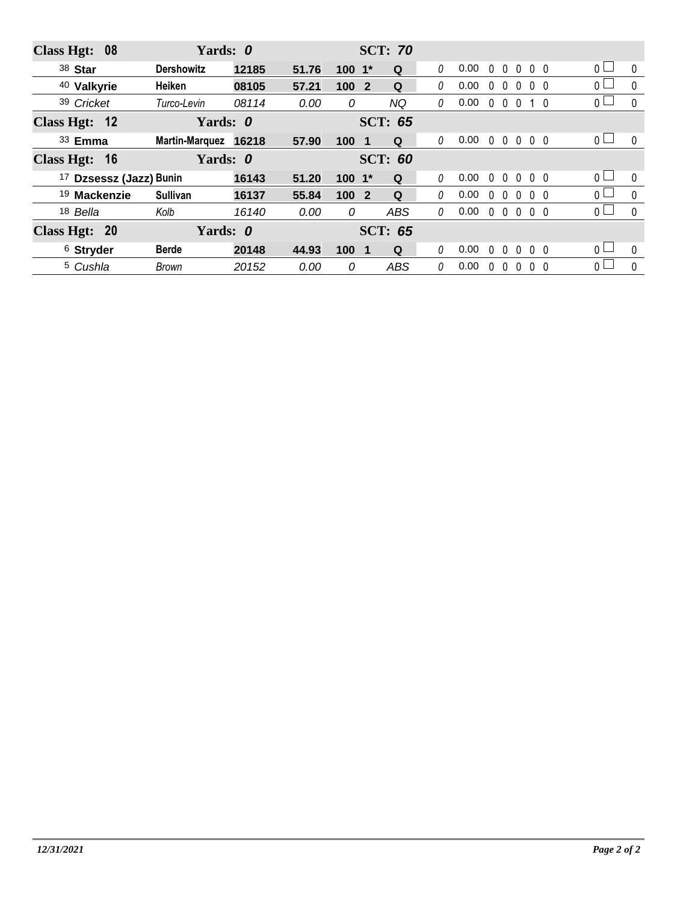| | | | | | | | | | | | | | | | | | |
|---|---|---|---|---|---|---|---|---|---|---|---|---|---|---|---|---|---|
| **Class Hgt: 08** | | **Yards: *0*** | | | **SCT: *70*** | | | | | | | | | | | | |
| 38 **Star** | **Dershowitz** | **12185** | **51.76** | **100** | **1*** | **Q** | 0 | 0.00 | 0 | 0 | 0 | 0 | 0 | | 0 ☐ | 0 | |
| 40 **Valkyrie** | **Heiken** | **08105** | **57.21** | **100** | **2** | **Q** | 0 | 0.00 | 0 | 0 | 0 | 0 | 0 | | 0 ☐ | 0 | |
| 39 *Cricket* | *Turco-Levin* | *08114* | *0.00* | *0* | | *NQ* | 0 | 0.00 | 0 | 0 | 0 | 1 | 0 | | 0 ☐ | 0 | |
| **Class Hgt: 12** | | **Yards: *0*** | | | **SCT: *65*** | | | | | | | | | | | | |
| 33 **Emma** | **Martin-Marquez** | **16218** | **57.90** | **100** | **1** | **Q** | 0 | 0.00 | 0 | 0 | 0 | 0 | 0 | | 0 ☐ | 0 | |
| **Class Hgt: 16** | | **Yards: *0*** | | | **SCT: *60*** | | | | | | | | | | | | |
| 17 **Dzsessz (Jazz)** | **Bunin** | **16143** | **51.20** | **100** | **1*** | **Q** | 0 | 0.00 | 0 | 0 | 0 | 0 | 0 | | 0 ☐ | 0 | |
| 19 **Mackenzie** | **Sullivan** | **16137** | **55.84** | **100** | **2** | **Q** | 0 | 0.00 | 0 | 0 | 0 | 0 | 0 | | 0 ☐ | 0 | |
| 18 *Bella* | *Kolb* | *16140* | *0.00* | *0* | | *ABS* | 0 | 0.00 | 0 | 0 | 0 | 0 | 0 | | 0 ☐ | 0 | |
| **Class Hgt: 20** | | **Yards: *0*** | | | **SCT: *65*** | | | | | | | | | | | | |
| 6 **Stryder** | **Berde** | **20148** | **44.93** | **100** | **1** | **Q** | 0 | 0.00 | 0 | 0 | 0 | 0 | 0 | | 0 ☐ | 0 | |
| 5 *Cushla* | *Brown* | *20152* | *0.00* | *0* | | *ABS* | 0 | 0.00 | 0 | 0 | 0 | 0 | 0 | | 0 ☐ | 0 | |

*12/31/2021*